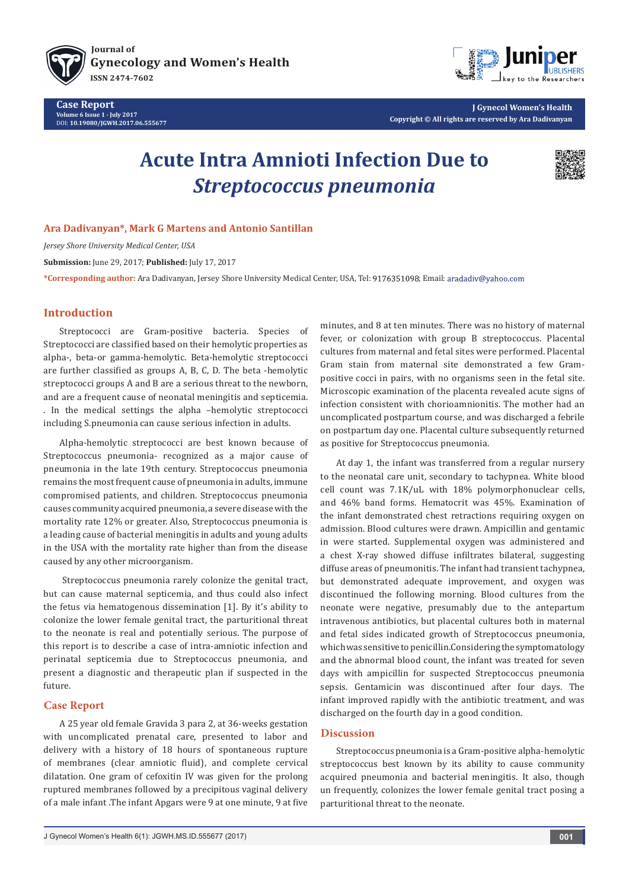# Acute Intra Amnioti Infection Due to *Streptococcus pneumonia*

**Ara Dadivanyan*, Mark G Martens and Antonio Santillan**

*Jersey Shore University Medical Center, USA*

**Submission:** June 29, 2017; **Published:** July 17, 2017

***Corresponding author:** Ara Dadivanyan, Jersey Shore University Medical Center, USA, Tel: 9176351098; Email: aradadiv@yahoo.com

## Introduction

Streptococci are Gram-positive bacteria. Species of Streptococci are classified based on their hemolytic properties as alpha-, beta-or gamma-hemolytic. Beta-hemolytic streptococci are further classified as groups A, B, C, D. The beta -hemolytic streptococci groups A and B are a serious threat to the newborn, and are a frequent cause of neonatal meningitis and septicemia. . In the medical settings the alpha –hemolytic streptococci including S.pneumonia can cause serious infection in adults.

Alpha-hemolytic streptococci are best known because of Streptococcus pneumonia- recognized as a major cause of pneumonia in the late 19th century. Streptococcus pneumonia remains the most frequent cause of pneumonia in adults, immune compromised patients, and children. Streptococcus pneumonia causes community acquired pneumonia, a severe disease with the mortality rate 12% or greater. Also, Streptococcus pneumonia is a leading cause of bacterial meningitis in adults and young adults in the USA with the mortality rate higher than from the disease caused by any other microorganism.

Streptococcus pneumonia rarely colonize the genital tract, but can cause maternal septicemia, and thus could also infect the fetus via hematogenous dissemination [1]. By it's ability to colonize the lower female genital tract, the parturitional threat to the neonate is real and potentially serious. The purpose of this report is to describe a case of intra-amniotic infection and perinatal septicemia due to Streptococcus pneumonia, and present a diagnostic and therapeutic plan if suspected in the future.

## Case Report

A 25 year old female Gravida 3 para 2, at 36-weeks gestation with uncomplicated prenatal care, presented to labor and delivery with a history of 18 hours of spontaneous rupture of membranes (clear amniotic fluid), and complete cervical dilatation. One gram of cefoxitin IV was given for the prolong ruptured membranes followed by a precipitous vaginal delivery of a male infant .The infant Apgars were 9 at one minute, 9 at five minutes, and 8 at ten minutes. There was no history of maternal fever, or colonization with group B streptococcus. Placental cultures from maternal and fetal sites were performed. Placental Gram stain from maternal site demonstrated a few Gram-positive cocci in pairs, with no organisms seen in the fetal site. Microscopic examination of the placenta revealed acute signs of infection consistent with chorioamnionitis. The mother had an uncomplicated postpartum course, and was discharged a febrile on postpartum day one. Placental culture subsequently returned as positive for Streptococcus pneumonia.

At day 1, the infant was transferred from a regular nursery to the neonatal care unit, secondary to tachypnea. White blood cell count was 7.1K/uL with 18% polymorphonuclear cells, and 46% band forms. Hematocrit was 45%. Examination of the infant demonstrated chest retractions requiring oxygen on admission. Blood cultures were drawn. Ampicillin and gentamic in were started. Supplemental oxygen was administered and a chest X-ray showed diffuse infiltrates bilateral, suggesting diffuse areas of pneumonitis. The infant had transient tachypnea, but demonstrated adequate improvement, and oxygen was discontinued the following morning. Blood cultures from the neonate were negative, presumably due to the antepartum intravenous antibiotics, but placental cultures both in maternal and fetal sides indicated growth of Streptococcus pneumonia, which was sensitive to penicillin.Considering the symptomatology and the abnormal blood count, the infant was treated for seven days with ampicillin for suspected Streptococcus pneumonia sepsis. Gentamicin was discontinued after four days. The infant improved rapidly with the antibiotic treatment, and was discharged on the fourth day in a good condition.

## Discussion

Streptococcus pneumonia is a Gram-positive alpha-hemolytic streptococcus best known by its ability to cause community acquired pneumonia and bacterial meningitis. It also, though un frequently, colonizes the lower female genital tract posing a parturitional threat to the neonate.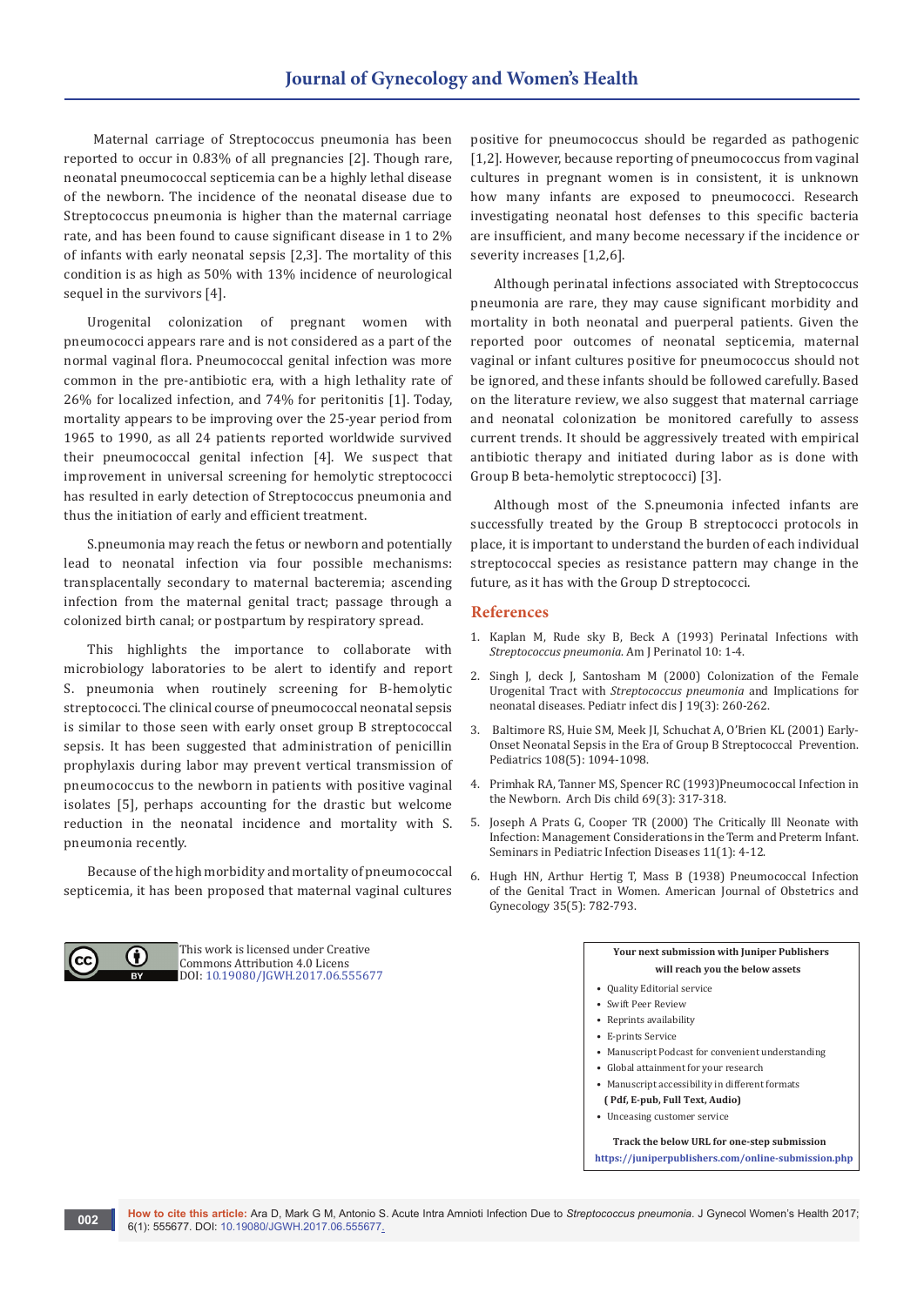Maternal carriage of Streptococcus pneumonia has been reported to occur in 0.83% of all pregnancies [2]. Though rare, neonatal pneumococcal septicemia can be a highly lethal disease of the newborn. The incidence of the neonatal disease due to Streptococcus pneumonia is higher than the maternal carriage rate, and has been found to cause significant disease in 1 to 2% of infants with early neonatal sepsis [2,3]. The mortality of this condition is as high as 50% with 13% incidence of neurological sequel in the survivors [4].

Urogenital colonization of pregnant women with pneumococci appears rare and is not considered as a part of the normal vaginal flora. Pneumococcal genital infection was more common in the pre-antibiotic era, with a high lethality rate of 26% for localized infection, and 74% for peritonitis [1]. Today, mortality appears to be improving over the 25-year period from 1965 to 1990, as all 24 patients reported worldwide survived their pneumococcal genital infection [4]. We suspect that improvement in universal screening for hemolytic streptococci has resulted in early detection of Streptococcus pneumonia and thus the initiation of early and efficient treatment.

S.pneumonia may reach the fetus or newborn and potentially lead to neonatal infection via four possible mechanisms: transplacentally secondary to maternal bacteremia; ascending infection from the maternal genital tract; passage through a colonized birth canal; or postpartum by respiratory spread.

This highlights the importance to collaborate with microbiology laboratories to be alert to identify and report S. pneumonia when routinely screening for B-hemolytic streptococci. The clinical course of pneumococcal neonatal sepsis is similar to those seen with early onset group B streptococcal sepsis. It has been suggested that administration of penicillin prophylaxis during labor may prevent vertical transmission of pneumococcus to the newborn in patients with positive vaginal isolates [5], perhaps accounting for the drastic but welcome reduction in the neonatal incidence and mortality with S. pneumonia recently.

Because of the high morbidity and mortality of pneumococcal septicemia, it has been proposed that maternal vaginal cultures positive for pneumococcus should be regarded as pathogenic [1,2]. However, because reporting of pneumococcus from vaginal cultures in pregnant women is in consistent, it is unknown how many infants are exposed to pneumococci. Research investigating neonatal host defenses to this specific bacteria are insufficient, and many become necessary if the incidence or severity increases [1,2,6].

Although perinatal infections associated with Streptococcus pneumonia are rare, they may cause significant morbidity and mortality in both neonatal and puerperal patients. Given the reported poor outcomes of neonatal septicemia, maternal vaginal or infant cultures positive for pneumococcus should not be ignored, and these infants should be followed carefully. Based on the literature review, we also suggest that maternal carriage and neonatal colonization be monitored carefully to assess current trends. It should be aggressively treated with empirical antibiotic therapy and initiated during labor as is done with Group B beta-hemolytic streptococci) [3].

Although most of the S.pneumonia infected infants are successfully treated by the Group B streptococci protocols in place, it is important to understand the burden of each individual streptococcal species as resistance pattern may change in the future, as it has with the Group D streptococci.

## References

1. Kaplan M, Rude sky B, Beck A (1993) Perinatal Infections with *Streptococcus pneumonia*. Am J Perinatol 10: 1-4.
2. Singh J, deck J, Santosham M (2000) Colonization of the Female Urogenital Tract with *Streptococcus pneumonia* and Implications for neonatal diseases. Pediatr infect dis J 19(3): 260-262.
3. Baltimore RS, Huie SM, Meek JI, Schuchat A, O'Brien KL (2001) Early-Onset Neonatal Sepsis in the Era of Group B Streptococcal Prevention. Pediatrics 108(5): 1094-1098.
4. Primhak RA, Tanner MS, Spencer RC (1993)Pneumococcal Infection in the Newborn. Arch Dis child 69(3): 317-318.
5. Joseph A Prats G, Cooper TR (2000) The Critically Ill Neonate with Infection: Management Considerations in the Term and Preterm Infant. Seminars in Pediatric Infection Diseases 11(1): 4-12.
6. Hugh HN, Arthur Hertig T, Mass B (1938) Pneumococcal Infection of the Genital Tract in Women. American Journal of Obstetrics and Gynecology 35(5): 782-793.

This work is licensed under Creative Commons Attribution 4.0 Licens
DOI: 10.19080/JGWH.2017.06.555677

**Your next submission with Juniper Publishers will reach you the below assets**

- Quality Editorial service
- Swift Peer Review
- Reprints availability
- E-prints Service
- Manuscript Podcast for convenient understanding
- Global attainment for your research
- Manuscript accessibility in different formats
  **( Pdf, E-pub, Full Text, Audio)**
- Unceasing customer service

**Track the below URL for one-step submission**
https://juniperpublishers.com/online-submission.php

**How to cite this article:** Ara D, Mark G M, Antonio S. Acute Intra Amnioti Infection Due to *Streptococcus pneumonia*. J Gynecol Women's Health 2017; 6(1): 555677. DOI: 10.19080/JGWH.2017.06.555677.